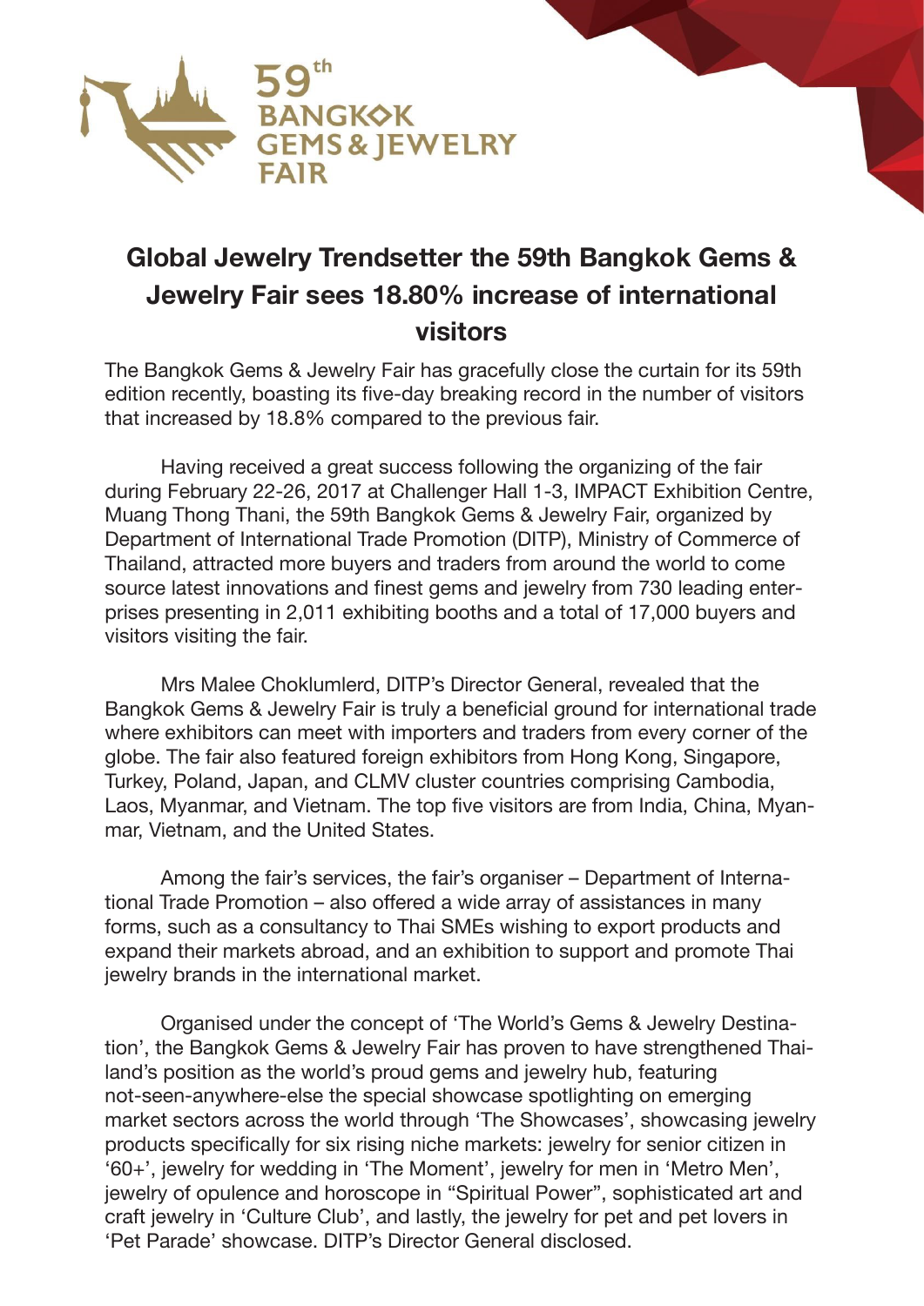59th BANGKOK GEMS & JEWELRY FAIR

# Global Jewelry Trendsetter the 59th Bangkok Gems & Jewelry Fair sees 18.80% increase of international visitors

The Bangkok Gems & Jewelry Fair has gracefully close the curtain for its 59th edition recently, boasting its five-day breaking record in the number of visitors that increased by 18.8% compared to the previous fair.

Having received a great success following the organizing of the fair during February 22-26, 2017 at Challenger Hall 1-3, IMPACT Exhibition Centre, Muang Thong Thani, the 59th Bangkok Gems & Jewelry Fair, organized by Department of International Trade Promotion (DITP), Ministry of Commerce of Thailand, attracted more buyers and traders from around the world to come source latest innovations and finest gems and jewelry from 730 leading enterprises presenting in 2,011 exhibiting booths and a total of 17,000 buyers and visitors visiting the fair.

Mrs Malee Choklumlerd, DITP's Director General, revealed that the Bangkok Gems & Jewelry Fair is truly a beneficial ground for international trade where exhibitors can meet with importers and traders from every corner of the globe. The fair also featured foreign exhibitors from Hong Kong, Singapore, Turkey, Poland, Japan, and CLMV cluster countries comprising Cambodia, Laos, Myanmar, and Vietnam. The top five visitors are from India, China, Myanmar, Vietnam, and the United States.

Among the fair's services, the fair's organiser – Department of International Trade Promotion – also offered a wide array of assistances in many forms, such as a consultancy to Thai SMEs wishing to export products and expand their markets abroad, and an exhibition to support and promote Thai jewelry brands in the international market.

Organised under the concept of 'The World's Gems & Jewelry Destination', the Bangkok Gems & Jewelry Fair has proven to have strengthened Thailand's position as the world's proud gems and jewelry hub, featuring not-seen-anywhere-else the special showcase spotlighting on emerging market sectors across the world through 'The Showcases', showcasing jewelry products specifically for six rising niche markets: jewelry for senior citizen in '60+', jewelry for wedding in 'The Moment', jewelry for men in 'Metro Men', jewelry of opulence and horoscope in "Spiritual Power", sophisticated art and craft jewelry in 'Culture Club', and lastly, the jewelry for pet and pet lovers in 'Pet Parade' showcase. DITP's Director General disclosed.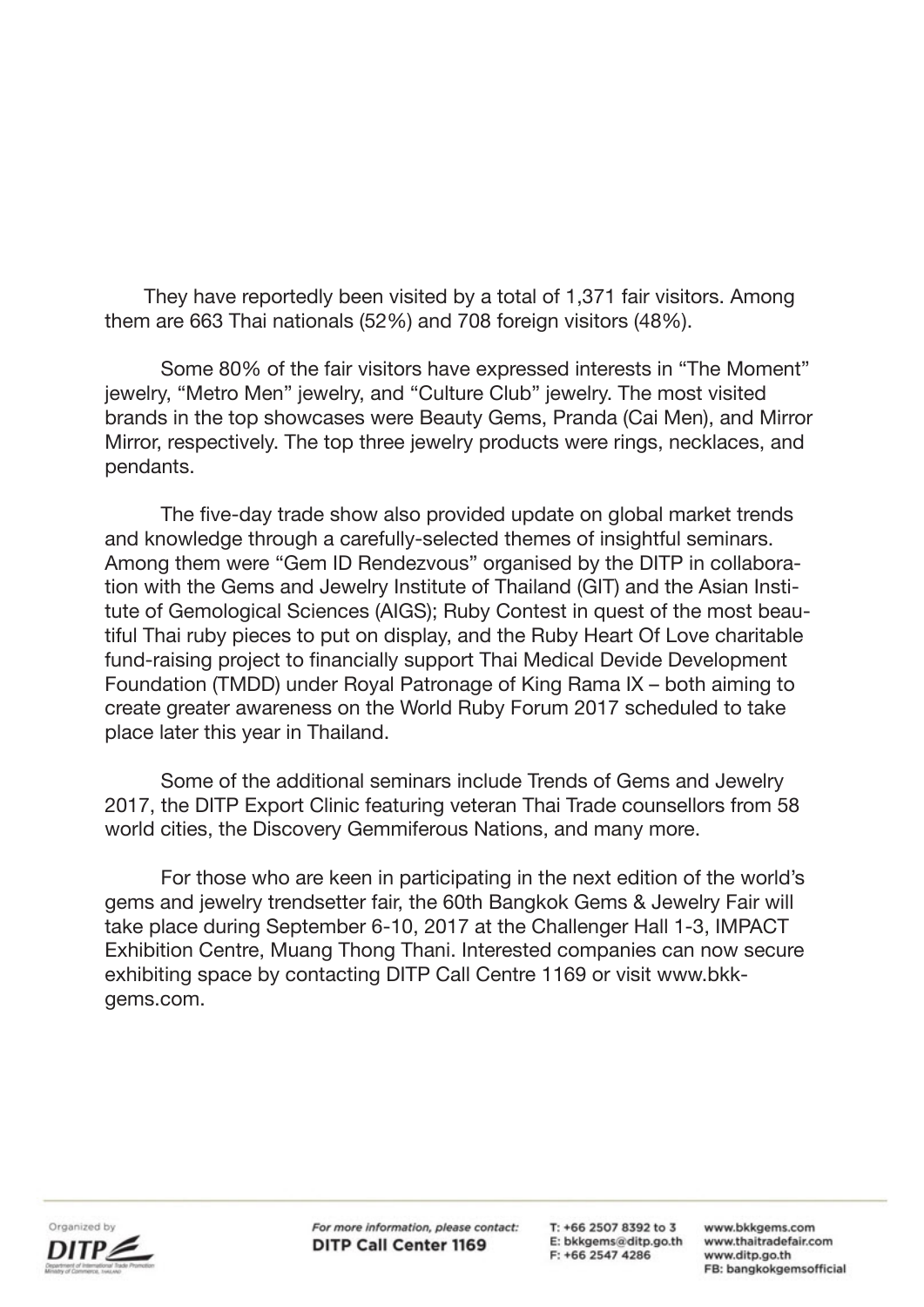They have reportedly been visited by a total of 1,371 fair visitors. Among them are 663 Thai nationals (52%) and 708 foreign visitors (48%).

Some 80% of the fair visitors have expressed interests in "The Moment" jewelry, "Metro Men" jewelry, and "Culture Club" jewelry. The most visited brands in the top showcases were Beauty Gems, Pranda (Cai Men), and Mirror Mirror, respectively. The top three jewelry products were rings, necklaces, and pendants.

The five-day trade show also provided update on global market trends and knowledge through a carefully-selected themes of insightful seminars. Among them were "Gem ID Rendezvous" organised by the DITP in collaboration with the Gems and Jewelry Institute of Thailand (GIT) and the Asian Institute of Gemological Sciences (AIGS); Ruby Contest in quest of the most beautiful Thai ruby pieces to put on display, and the Ruby Heart Of Love charitable fund-raising project to financially support Thai Medical Devide Development Foundation (TMDD) under Royal Patronage of King Rama IX – both aiming to create greater awareness on the World Ruby Forum 2017 scheduled to take place later this year in Thailand.

Some of the additional seminars include Trends of Gems and Jewelry 2017, the DITP Export Clinic featuring veteran Thai Trade counsellors from 58 world cities, the Discovery Gemmiferous Nations, and many more.

For those who are keen in participating in the next edition of the world's gems and jewelry trendsetter fair, the 60th Bangkok Gems & Jewelry Fair will take place during September 6-10, 2017 at the Challenger Hall 1-3, IMPACT Exhibition Centre, Muang Thong Thani. Interested companies can now secure exhibiting space by contacting DITP Call Centre 1169 or visit www.bkkgems.com.